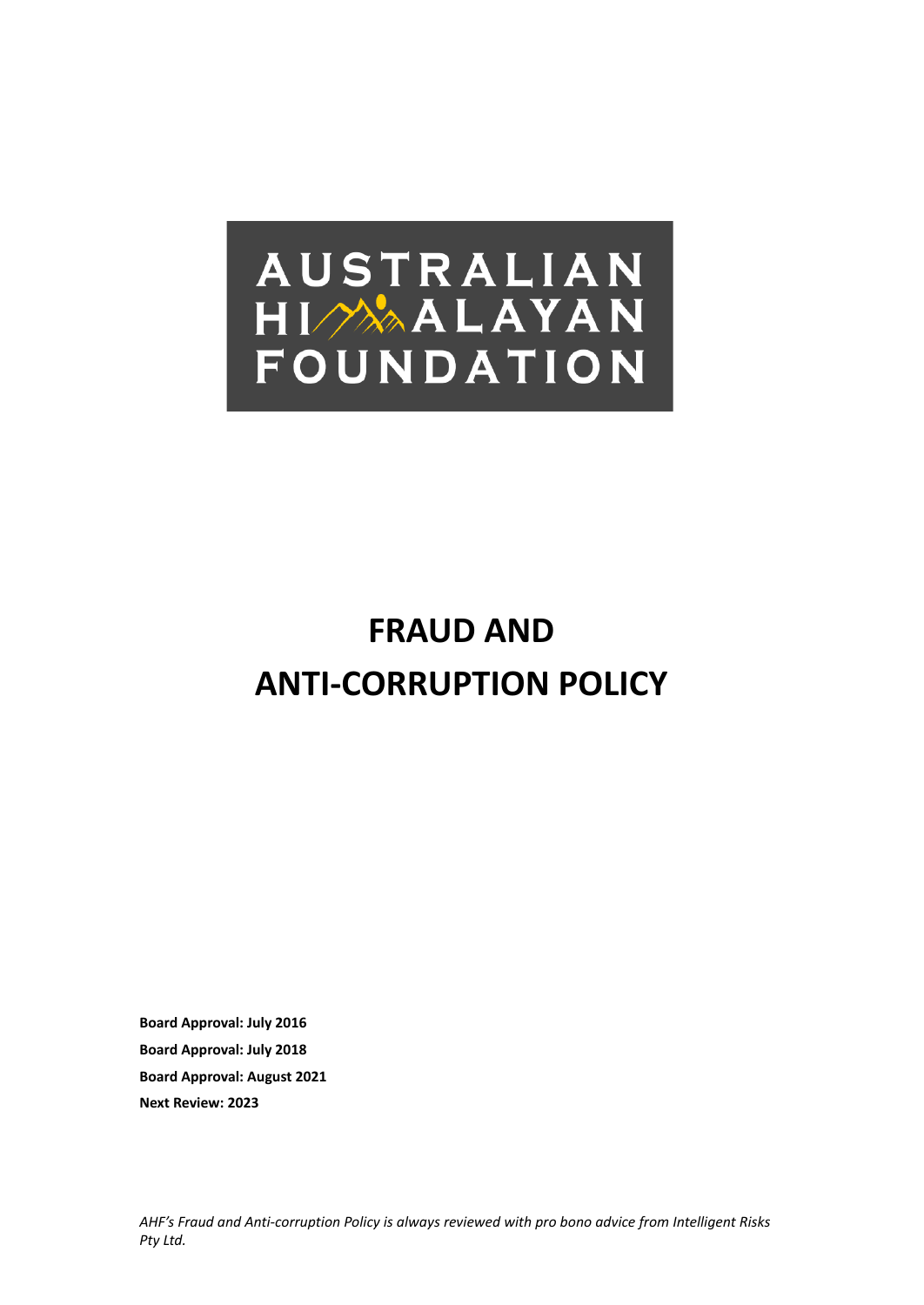AUSTRALIAN HIMALAYAN FOUNDATION

# FRAUD AND ANTI-CORRUPTION POLICY

**Board Approval: July 2016**

**Board Approval: July 2018**

**Board Approval: August 2021**

**Next Review: 2023**

*AHF's Fraud and Anti-corruption Policy is always reviewed with pro bono advice from Intelligent Risks Pty Ltd.*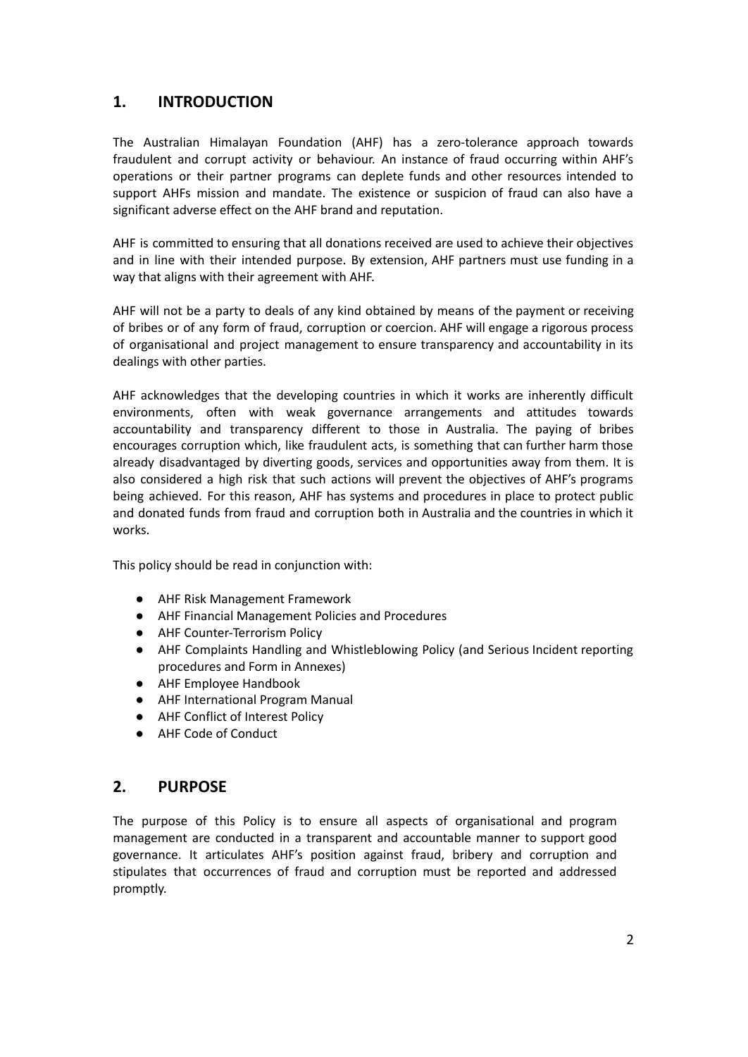## 1. INTRODUCTION

The Australian Himalayan Foundation (AHF) has a zero-tolerance approach towards fraudulent and corrupt activity or behaviour. An instance of fraud occurring within AHF's operations or their partner programs can deplete funds and other resources intended to support AHFs mission and mandate. The existence or suspicion of fraud can also have a significant adverse effect on the AHF brand and reputation.

AHF is committed to ensuring that all donations received are used to achieve their objectives and in line with their intended purpose. By extension, AHF partners must use funding in a way that aligns with their agreement with AHF.

AHF will not be a party to deals of any kind obtained by means of the payment or receiving of bribes or of any form of fraud, corruption or coercion. AHF will engage a rigorous process of organisational and project management to ensure transparency and accountability in its dealings with other parties.

AHF acknowledges that the developing countries in which it works are inherently difficult environments, often with weak governance arrangements and attitudes towards accountability and transparency different to those in Australia. The paying of bribes encourages corruption which, like fraudulent acts, is something that can further harm those already disadvantaged by diverting goods, services and opportunities away from them. It is also considered a high risk that such actions will prevent the objectives of AHF's programs being achieved. For this reason, AHF has systems and procedures in place to protect public and donated funds from fraud and corruption both in Australia and the countries in which it works.

This policy should be read in conjunction with:

- AHF Risk Management Framework
- AHF Financial Management Policies and Procedures
- AHF Counter-Terrorism Policy
- AHF Complaints Handling and Whistleblowing Policy (and Serious Incident reporting procedures and Form in Annexes)
- AHF Employee Handbook
- AHF International Program Manual
- AHF Conflict of Interest Policy
- AHF Code of Conduct

## 2. PURPOSE

The purpose of this Policy is to ensure all aspects of organisational and program management are conducted in a transparent and accountable manner to support good governance. It articulates AHF's position against fraud, bribery and corruption and stipulates that occurrences of fraud and corruption must be reported and addressed promptly.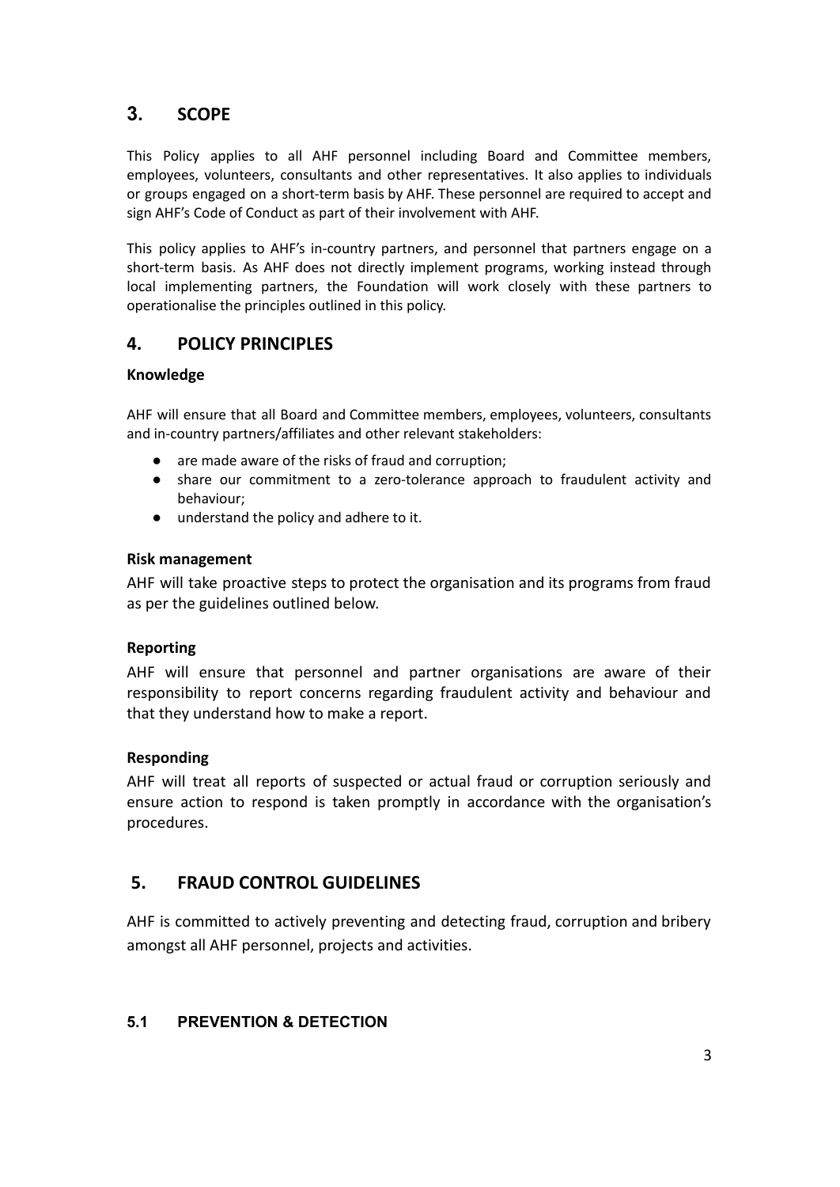## 3. SCOPE

This Policy applies to all AHF personnel including Board and Committee members, employees, volunteers, consultants and other representatives. It also applies to individuals or groups engaged on a short-term basis by AHF. These personnel are required to accept and sign AHF's Code of Conduct as part of their involvement with AHF.

This policy applies to AHF's in-country partners, and personnel that partners engage on a short-term basis. As AHF does not directly implement programs, working instead through local implementing partners, the Foundation will work closely with these partners to operationalise the principles outlined in this policy.

## 4. POLICY PRINCIPLES

**Knowledge**

AHF will ensure that all Board and Committee members, employees, volunteers, consultants and in-country partners/affiliates and other relevant stakeholders:

- are made aware of the risks of fraud and corruption;
- share our commitment to a zero-tolerance approach to fraudulent activity and behaviour;
- understand the policy and adhere to it.

**Risk management**

AHF will take proactive steps to protect the organisation and its programs from fraud as per the guidelines outlined below.

**Reporting**

AHF will ensure that personnel and partner organisations are aware of their responsibility to report concerns regarding fraudulent activity and behaviour and that they understand how to make a report.

**Responding**

AHF will treat all reports of suspected or actual fraud or corruption seriously and ensure action to respond is taken promptly in accordance with the organisation's procedures.

## 5. FRAUD CONTROL GUIDELINES

AHF is committed to actively preventing and detecting fraud, corruption and bribery amongst all AHF personnel, projects and activities.

### 5.1 PREVENTION & DETECTION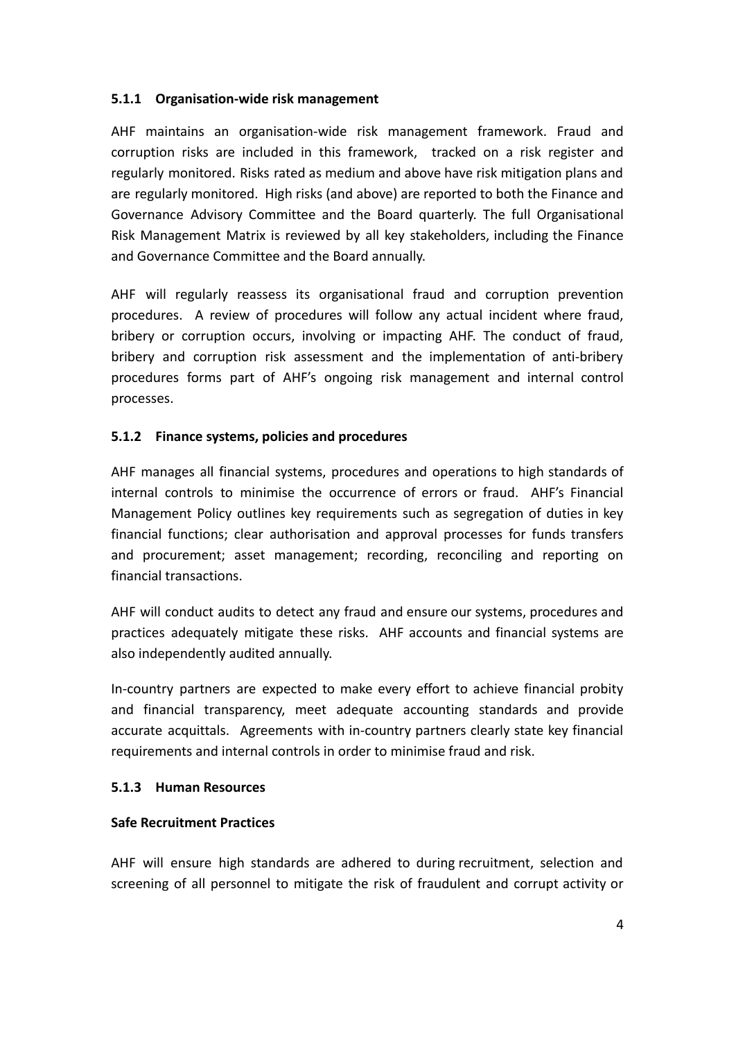#### 5.1.1 Organisation-wide risk management

AHF maintains an organisation-wide risk management framework. Fraud and corruption risks are included in this framework, tracked on a risk register and regularly monitored. Risks rated as medium and above have risk mitigation plans and are regularly monitored. High risks (and above) are reported to both the Finance and Governance Advisory Committee and the Board quarterly. The full Organisational Risk Management Matrix is reviewed by all key stakeholders, including the Finance and Governance Committee and the Board annually.

AHF will regularly reassess its organisational fraud and corruption prevention procedures. A review of procedures will follow any actual incident where fraud, bribery or corruption occurs, involving or impacting AHF. The conduct of fraud, bribery and corruption risk assessment and the implementation of anti-bribery procedures forms part of AHF's ongoing risk management and internal control processes.

#### 5.1.2 Finance systems, policies and procedures

AHF manages all financial systems, procedures and operations to high standards of internal controls to minimise the occurrence of errors or fraud. AHF's Financial Management Policy outlines key requirements such as segregation of duties in key financial functions; clear authorisation and approval processes for funds transfers and procurement; asset management; recording, reconciling and reporting on financial transactions.

AHF will conduct audits to detect any fraud and ensure our systems, procedures and practices adequately mitigate these risks. AHF accounts and financial systems are also independently audited annually.

In-country partners are expected to make every effort to achieve financial probity and financial transparency, meet adequate accounting standards and provide accurate acquittals. Agreements with in-country partners clearly state key financial requirements and internal controls in order to minimise fraud and risk.

#### 5.1.3 Human Resources

**Safe Recruitment Practices**

AHF will ensure high standards are adhered to during recruitment, selection and screening of all personnel to mitigate the risk of fraudulent and corrupt activity or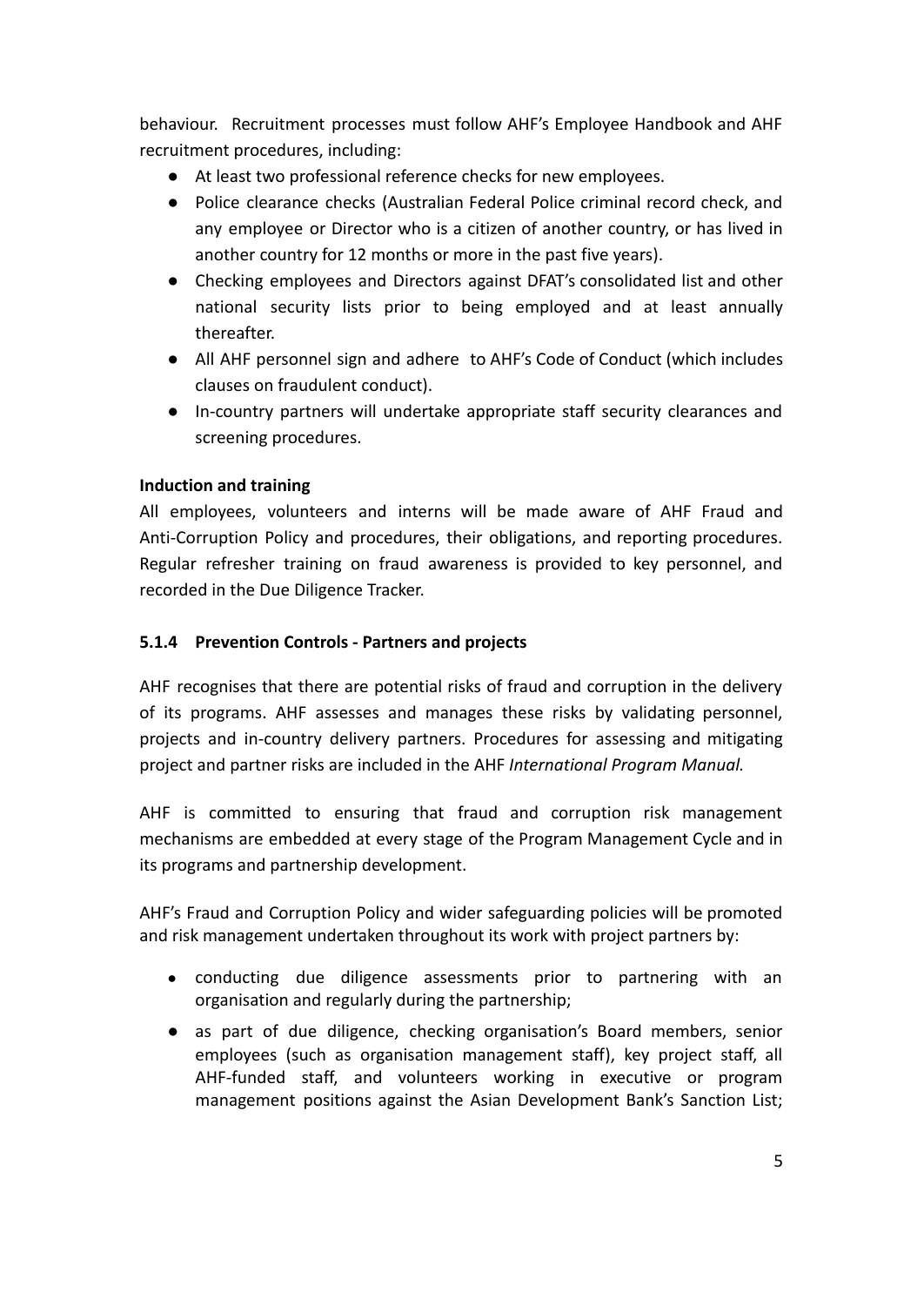behaviour. Recruitment processes must follow AHF's Employee Handbook and AHF recruitment procedures, including:

- At least two professional reference checks for new employees.
- Police clearance checks (Australian Federal Police criminal record check, and any employee or Director who is a citizen of another country, or has lived in another country for 12 months or more in the past five years).
- Checking employees and Directors against DFAT's consolidated list and other national security lists prior to being employed and at least annually thereafter.
- All AHF personnel sign and adhere to AHF's Code of Conduct (which includes clauses on fraudulent conduct).
- In-country partners will undertake appropriate staff security clearances and screening procedures.

**Induction and training**

All employees, volunteers and interns will be made aware of AHF Fraud and Anti-Corruption Policy and procedures, their obligations, and reporting procedures. Regular refresher training on fraud awareness is provided to key personnel, and recorded in the Due Diligence Tracker.

#### 5.1.4 Prevention Controls - Partners and projects

AHF recognises that there are potential risks of fraud and corruption in the delivery of its programs. AHF assesses and manages these risks by validating personnel, projects and in-country delivery partners. Procedures for assessing and mitigating project and partner risks are included in the AHF *International Program Manual.*

AHF is committed to ensuring that fraud and corruption risk management mechanisms are embedded at every stage of the Program Management Cycle and in its programs and partnership development.

AHF's Fraud and Corruption Policy and wider safeguarding policies will be promoted and risk management undertaken throughout its work with project partners by:

- conducting due diligence assessments prior to partnering with an organisation and regularly during the partnership;
- as part of due diligence, checking organisation's Board members, senior employees (such as organisation management staff), key project staff, all AHF-funded staff, and volunteers working in executive or program management positions against the Asian Development Bank's Sanction List;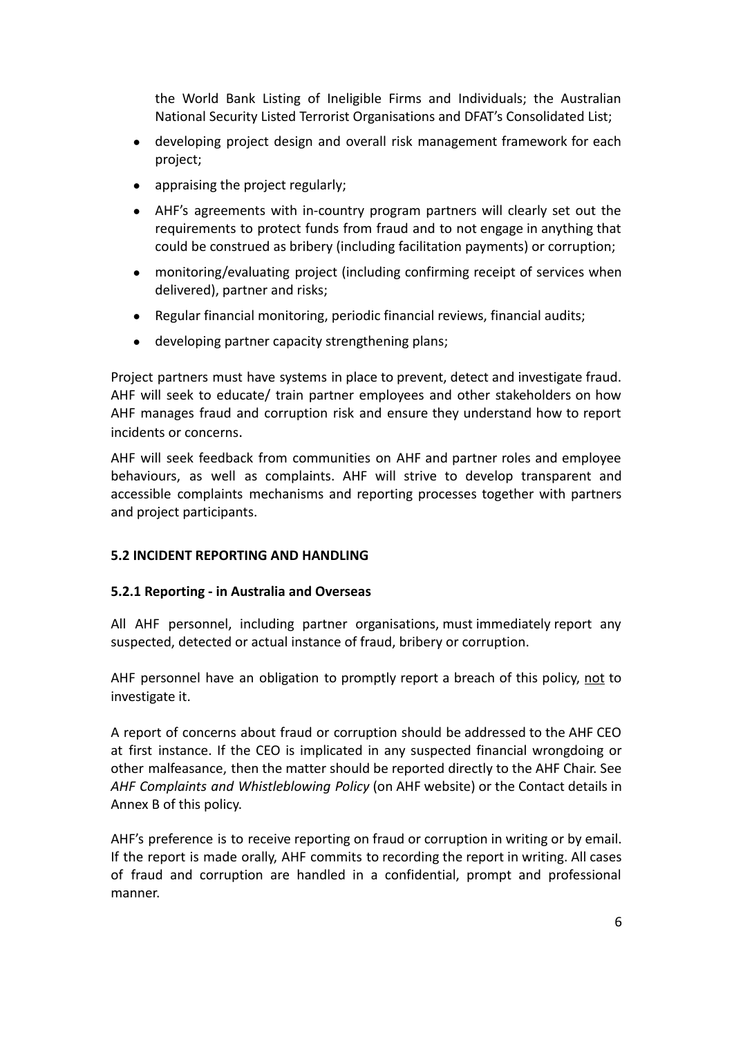the World Bank Listing of Ineligible Firms and Individuals; the Australian National Security Listed Terrorist Organisations and DFAT's Consolidated List;

- developing project design and overall risk management framework for each project;
- appraising the project regularly;
- AHF's agreements with in-country program partners will clearly set out the requirements to protect funds from fraud and to not engage in anything that could be construed as bribery (including facilitation payments) or corruption;
- monitoring/evaluating project (including confirming receipt of services when delivered), partner and risks;
- Regular financial monitoring, periodic financial reviews, financial audits;
- developing partner capacity strengthening plans;

Project partners must have systems in place to prevent, detect and investigate fraud. AHF will seek to educate/ train partner employees and other stakeholders on how AHF manages fraud and corruption risk and ensure they understand how to report incidents or concerns.

AHF will seek feedback from communities on AHF and partner roles and employee behaviours, as well as complaints. AHF will strive to develop transparent and accessible complaints mechanisms and reporting processes together with partners and project participants.

### 5.2 INCIDENT REPORTING AND HANDLING

#### 5.2.1 Reporting - in Australia and Overseas

All AHF personnel, including partner organisations, must immediately report any suspected, detected or actual instance of fraud, bribery or corruption.

AHF personnel have an obligation to promptly report a breach of this policy, <u>not</u> to investigate it.

A report of concerns about fraud or corruption should be addressed to the AHF CEO at first instance. If the CEO is implicated in any suspected financial wrongdoing or other malfeasance, then the matter should be reported directly to the AHF Chair. See *AHF Complaints and Whistleblowing Policy* (on AHF website) or the Contact details in Annex B of this policy.

AHF's preference is to receive reporting on fraud or corruption in writing or by email. If the report is made orally, AHF commits to recording the report in writing. All cases of fraud and corruption are handled in a confidential, prompt and professional manner.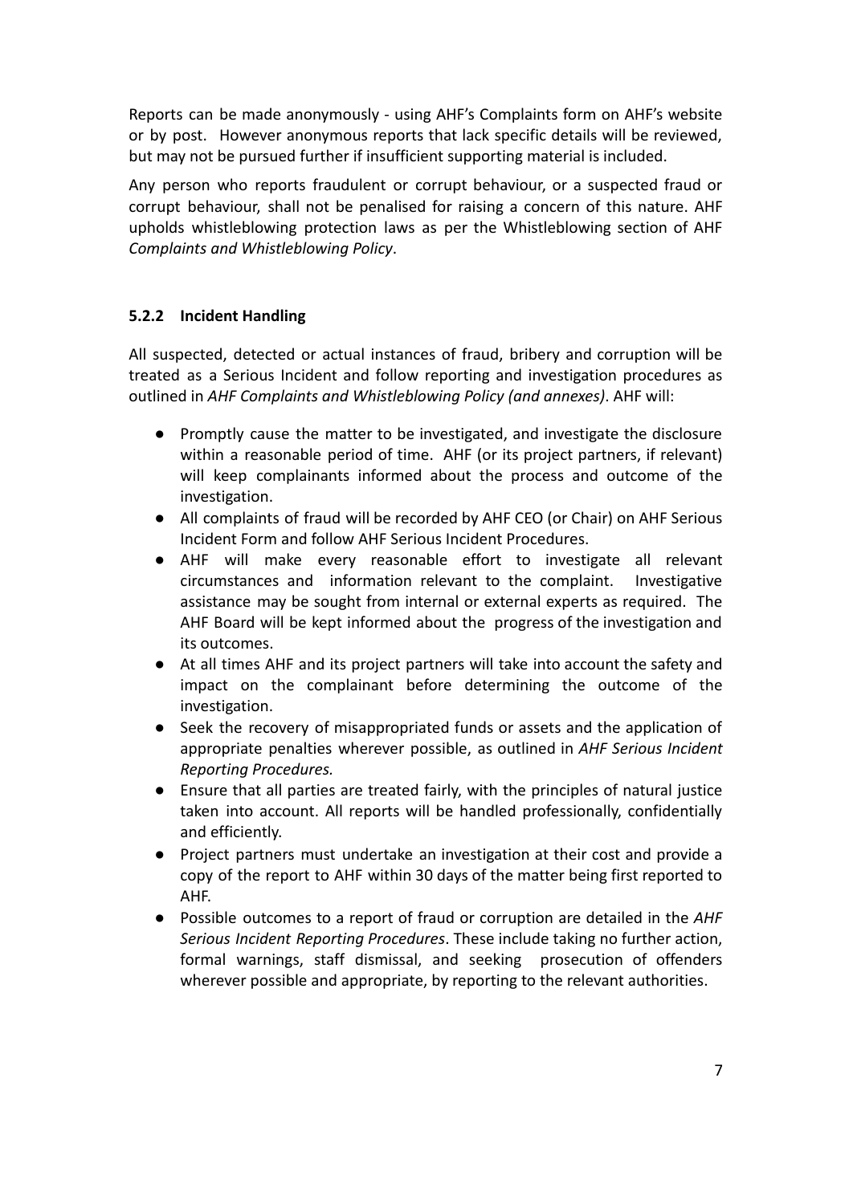Reports can be made anonymously - using AHF's Complaints form on AHF's website or by post. However anonymous reports that lack specific details will be reviewed, but may not be pursued further if insufficient supporting material is included.

Any person who reports fraudulent or corrupt behaviour, or a suspected fraud or corrupt behaviour, shall not be penalised for raising a concern of this nature. AHF upholds whistleblowing protection laws as per the Whistleblowing section of AHF *Complaints and Whistleblowing Policy*.

### 5.2.2 Incident Handling

All suspected, detected or actual instances of fraud, bribery and corruption will be treated as a Serious Incident and follow reporting and investigation procedures as outlined in *AHF Complaints and Whistleblowing Policy (and annexes)*. AHF will:

- Promptly cause the matter to be investigated, and investigate the disclosure within a reasonable period of time. AHF (or its project partners, if relevant) will keep complainants informed about the process and outcome of the investigation.
- All complaints of fraud will be recorded by AHF CEO (or Chair) on AHF Serious Incident Form and follow AHF Serious Incident Procedures.
- AHF will make every reasonable effort to investigate all relevant circumstances and information relevant to the complaint. Investigative assistance may be sought from internal or external experts as required. The AHF Board will be kept informed about the progress of the investigation and its outcomes.
- At all times AHF and its project partners will take into account the safety and impact on the complainant before determining the outcome of the investigation.
- Seek the recovery of misappropriated funds or assets and the application of appropriate penalties wherever possible, as outlined in *AHF Serious Incident Reporting Procedures.*
- Ensure that all parties are treated fairly, with the principles of natural justice taken into account. All reports will be handled professionally, confidentially and efficiently.
- Project partners must undertake an investigation at their cost and provide a copy of the report to AHF within 30 days of the matter being first reported to AHF.
- Possible outcomes to a report of fraud or corruption are detailed in the *AHF Serious Incident Reporting Procedures*. These include taking no further action, formal warnings, staff dismissal, and seeking prosecution of offenders wherever possible and appropriate, by reporting to the relevant authorities.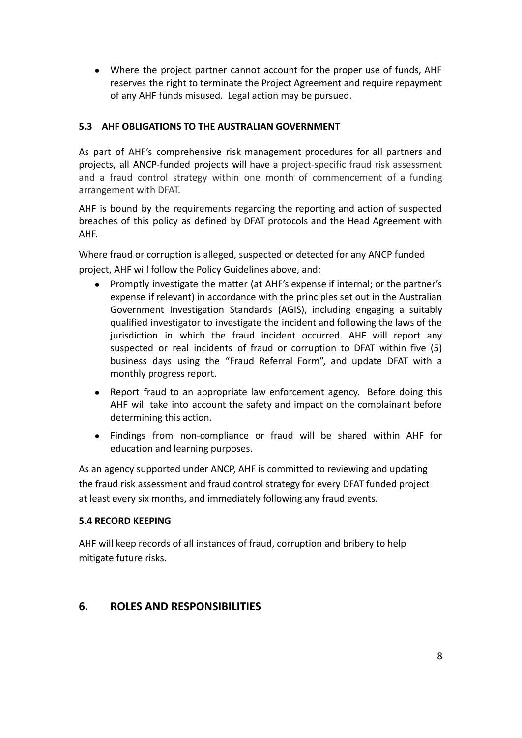- Where the project partner cannot account for the proper use of funds, AHF reserves the right to terminate the Project Agreement and require repayment of any AHF funds misused. Legal action may be pursued.

### 5.3 AHF OBLIGATIONS TO THE AUSTRALIAN GOVERNMENT

As part of AHF's comprehensive risk management procedures for all partners and projects, all ANCP-funded projects will have a project-specific fraud risk assessment and a fraud control strategy within one month of commencement of a funding arrangement with DFAT.

AHF is bound by the requirements regarding the reporting and action of suspected breaches of this policy as defined by DFAT protocols and the Head Agreement with AHF.

Where fraud or corruption is alleged, suspected or detected for any ANCP funded project, AHF will follow the Policy Guidelines above, and:

- Promptly investigate the matter (at AHF's expense if internal; or the partner's expense if relevant) in accordance with the principles set out in the Australian Government Investigation Standards (AGIS), including engaging a suitably qualified investigator to investigate the incident and following the laws of the jurisdiction in which the fraud incident occurred. AHF will report any suspected or real incidents of fraud or corruption to DFAT within five (5) business days using the "Fraud Referral Form", and update DFAT with a monthly progress report.
- Report fraud to an appropriate law enforcement agency. Before doing this AHF will take into account the safety and impact on the complainant before determining this action.
- Findings from non-compliance or fraud will be shared within AHF for education and learning purposes.

As an agency supported under ANCP, AHF is committed to reviewing and updating the fraud risk assessment and fraud control strategy for every DFAT funded project at least every six months, and immediately following any fraud events.

### 5.4 RECORD KEEPING

AHF will keep records of all instances of fraud, corruption and bribery to help mitigate future risks.

## 6. ROLES AND RESPONSIBILITIES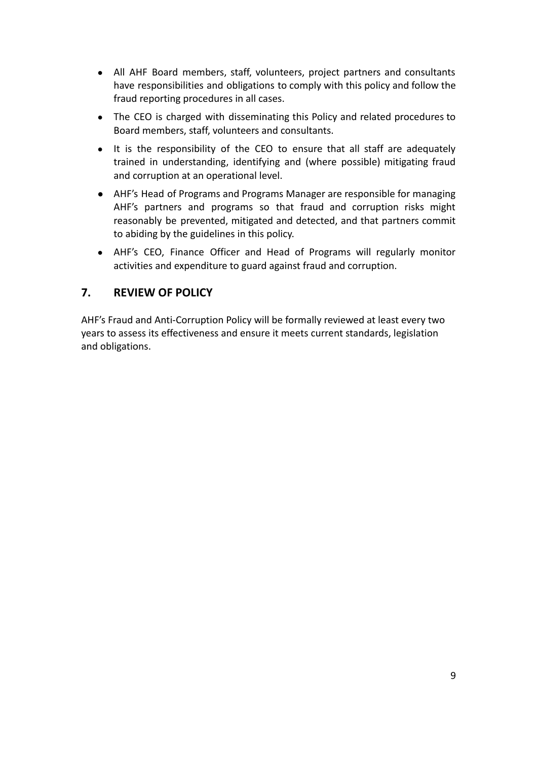- All AHF Board members, staff, volunteers, project partners and consultants have responsibilities and obligations to comply with this policy and follow the fraud reporting procedures in all cases.
- The CEO is charged with disseminating this Policy and related procedures to Board members, staff, volunteers and consultants.
- It is the responsibility of the CEO to ensure that all staff are adequately trained in understanding, identifying and (where possible) mitigating fraud and corruption at an operational level.
- AHF's Head of Programs and Programs Manager are responsible for managing AHF's partners and programs so that fraud and corruption risks might reasonably be prevented, mitigated and detected, and that partners commit to abiding by the guidelines in this policy.
- AHF's CEO, Finance Officer and Head of Programs will regularly monitor activities and expenditure to guard against fraud and corruption.

## 7. REVIEW OF POLICY

AHF's Fraud and Anti-Corruption Policy will be formally reviewed at least every two years to assess its effectiveness and ensure it meets current standards, legislation and obligations.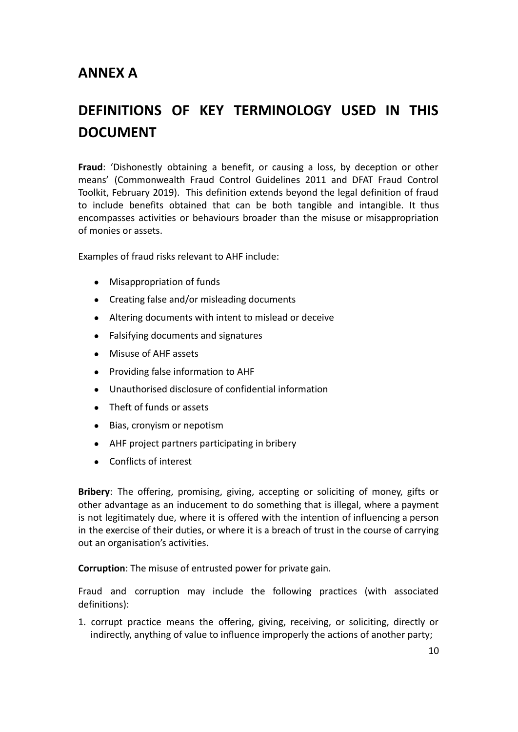## ANNEX A

## DEFINITIONS OF KEY TERMINOLOGY USED IN THIS DOCUMENT

**Fraud**: 'Dishonestly obtaining a benefit, or causing a loss, by deception or other means' (Commonwealth Fraud Control Guidelines 2011 and DFAT Fraud Control Toolkit, February 2019). This definition extends beyond the legal definition of fraud to include benefits obtained that can be both tangible and intangible. It thus encompasses activities or behaviours broader than the misuse or misappropriation of monies or assets.

Examples of fraud risks relevant to AHF include:

- Misappropriation of funds
- Creating false and/or misleading documents
- Altering documents with intent to mislead or deceive
- Falsifying documents and signatures
- Misuse of AHF assets
- Providing false information to AHF
- Unauthorised disclosure of confidential information
- Theft of funds or assets
- Bias, cronyism or nepotism
- AHF project partners participating in bribery
- Conflicts of interest

**Bribery**: The offering, promising, giving, accepting or soliciting of money, gifts or other advantage as an inducement to do something that is illegal, where a payment is not legitimately due, where it is offered with the intention of influencing a person in the exercise of their duties, or where it is a breach of trust in the course of carrying out an organisation's activities.

**Corruption**: The misuse of entrusted power for private gain.

Fraud and corruption may include the following practices (with associated definitions):

1. corrupt practice means the offering, giving, receiving, or soliciting, directly or indirectly, anything of value to influence improperly the actions of another party;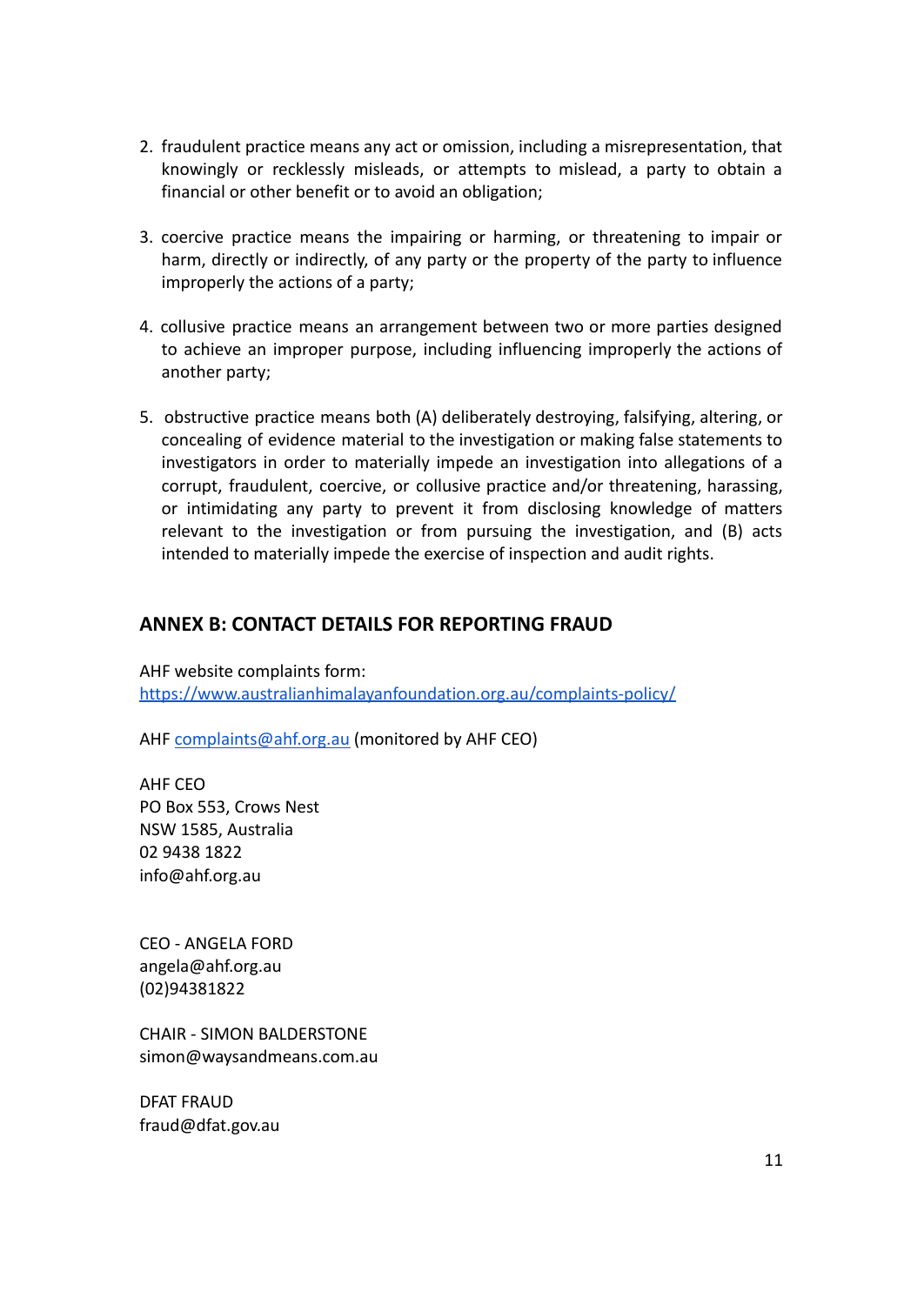2. fraudulent practice means any act or omission, including a misrepresentation, that knowingly or recklessly misleads, or attempts to mislead, a party to obtain a financial or other benefit or to avoid an obligation;

3. coercive practice means the impairing or harming, or threatening to impair or harm, directly or indirectly, of any party or the property of the party to influence improperly the actions of a party;

4. collusive practice means an arrangement between two or more parties designed to achieve an improper purpose, including influencing improperly the actions of another party;

5. obstructive practice means both (A) deliberately destroying, falsifying, altering, or concealing of evidence material to the investigation or making false statements to investigators in order to materially impede an investigation into allegations of a corrupt, fraudulent, coercive, or collusive practice and/or threatening, harassing, or intimidating any party to prevent it from disclosing knowledge of matters relevant to the investigation or from pursuing the investigation, and (B) acts intended to materially impede the exercise of inspection and audit rights.

## ANNEX B: CONTACT DETAILS FOR REPORTING FRAUD

AHF website complaints form:
https://www.australianhimalayanfoundation.org.au/complaints-policy/

AHF complaints@ahf.org.au (monitored by AHF CEO)

AHF CEO
PO Box 553, Crows Nest
NSW 1585, Australia
02 9438 1822
info@ahf.org.au

CEO - ANGELA FORD
angela@ahf.org.au
(02)94381822

CHAIR - SIMON BALDERSTONE
simon@waysandmeans.com.au

DFAT FRAUD
fraud@dfat.gov.au